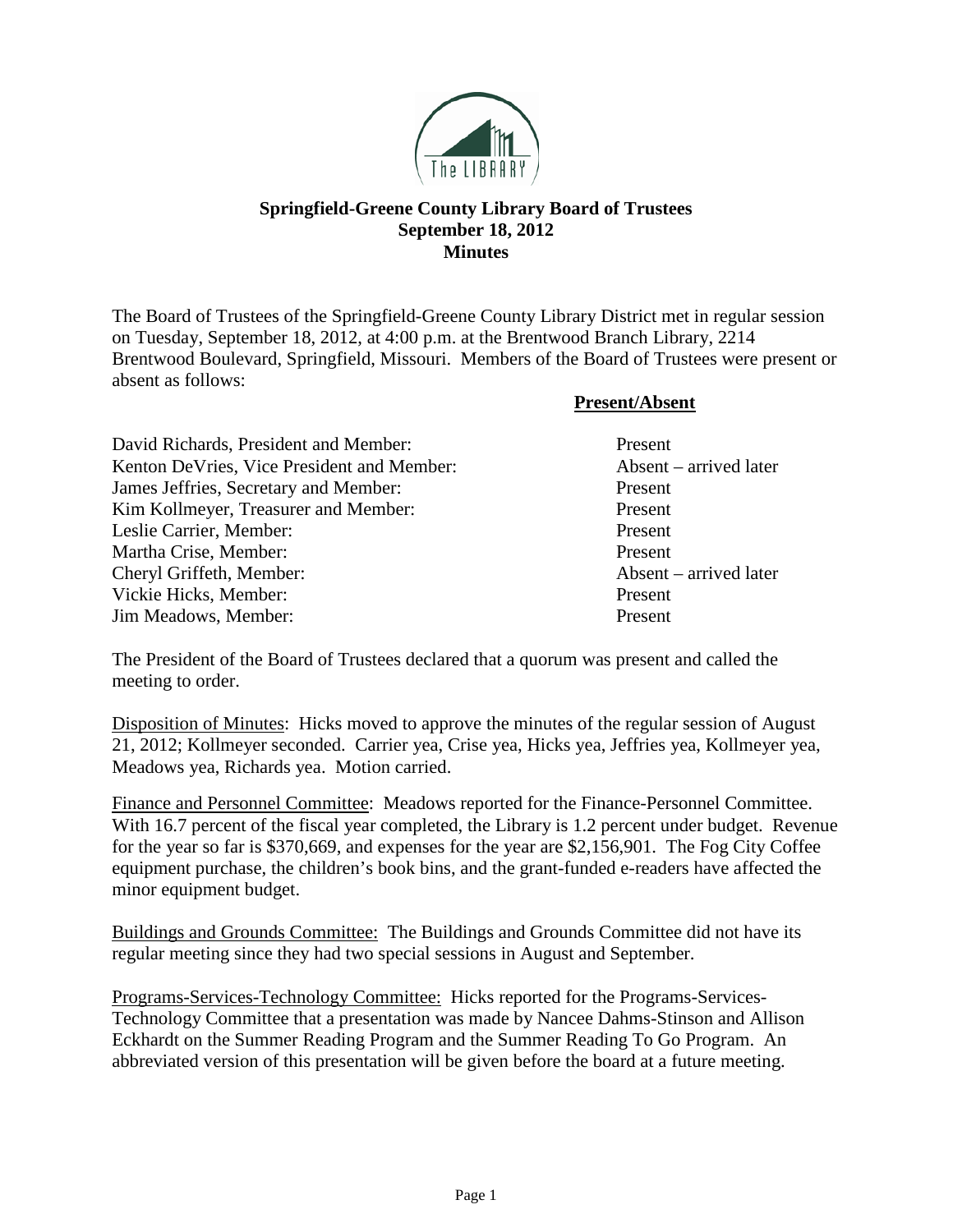**Springfield-Greene County Library Board of Trustees**
**September 18, 2012**
**Minutes**

The Board of Trustees of the Springfield-Greene County Library District met in regular session on Tuesday, September 18, 2012, at 4:00 p.m. at the Brentwood Branch Library, 2214 Brentwood Boulevard, Springfield, Missouri. Members of the Board of Trustees were present or absent as follows:

| | **Present/Absent** |
|---|---|
| David Richards, President and Member: | Present |
| Kenton DeVries, Vice President and Member: | Absent – arrived later |
| James Jeffries, Secretary and Member: | Present |
| Kim Kollmeyer, Treasurer and Member: | Present |
| Leslie Carrier, Member: | Present |
| Martha Crise, Member: | Present |
| Cheryl Griffeth, Member: | Absent – arrived later |
| Vickie Hicks, Member: | Present |
| Jim Meadows, Member: | Present |

The President of the Board of Trustees declared that a quorum was present and called the meeting to order.

Disposition of Minutes: Hicks moved to approve the minutes of the regular session of August 21, 2012; Kollmeyer seconded. Carrier yea, Crise yea, Hicks yea, Jeffries yea, Kollmeyer yea, Meadows yea, Richards yea. Motion carried.

Finance and Personnel Committee: Meadows reported for the Finance-Personnel Committee. With 16.7 percent of the fiscal year completed, the Library is 1.2 percent under budget. Revenue for the year so far is $370,669, and expenses for the year are $2,156,901. The Fog City Coffee equipment purchase, the children's book bins, and the grant-funded e-readers have affected the minor equipment budget.

Buildings and Grounds Committee: The Buildings and Grounds Committee did not have its regular meeting since they had two special sessions in August and September.

Programs-Services-Technology Committee: Hicks reported for the Programs-Services-Technology Committee that a presentation was made by Nancee Dahms-Stinson and Allison Eckhardt on the Summer Reading Program and the Summer Reading To Go Program. An abbreviated version of this presentation will be given before the board at a future meeting.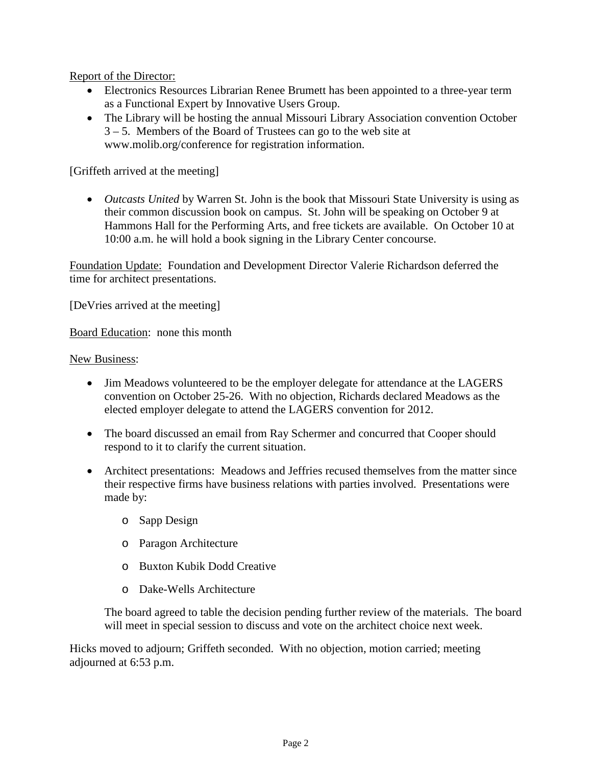Report of the Director:

- Electronics Resources Librarian Renee Brumett has been appointed to a three-year term as a Functional Expert by Innovative Users Group.
- The Library will be hosting the annual Missouri Library Association convention October 3 – 5. Members of the Board of Trustees can go to the web site at www.molib.org/conference for registration information.

[Griffeth arrived at the meeting]

- *Outcasts United* by Warren St. John is the book that Missouri State University is using as their common discussion book on campus. St. John will be speaking on October 9 at Hammons Hall for the Performing Arts, and free tickets are available. On October 10 at 10:00 a.m. he will hold a book signing in the Library Center concourse.

Foundation Update: Foundation and Development Director Valerie Richardson deferred the time for architect presentations.

[DeVries arrived at the meeting]

Board Education: none this month

New Business:

- Jim Meadows volunteered to be the employer delegate for attendance at the LAGERS convention on October 25-26. With no objection, Richards declared Meadows as the elected employer delegate to attend the LAGERS convention for 2012.

- The board discussed an email from Ray Schermer and concurred that Cooper should respond to it to clarify the current situation.

- Architect presentations: Meadows and Jeffries recused themselves from the matter since their respective firms have business relations with parties involved. Presentations were made by:

    - Sapp Design
    - Paragon Architecture
    - Buxton Kubik Dodd Creative
    - Dake-Wells Architecture

  The board agreed to table the decision pending further review of the materials. The board will meet in special session to discuss and vote on the architect choice next week.

Hicks moved to adjourn; Griffeth seconded. With no objection, motion carried; meeting adjourned at 6:53 p.m.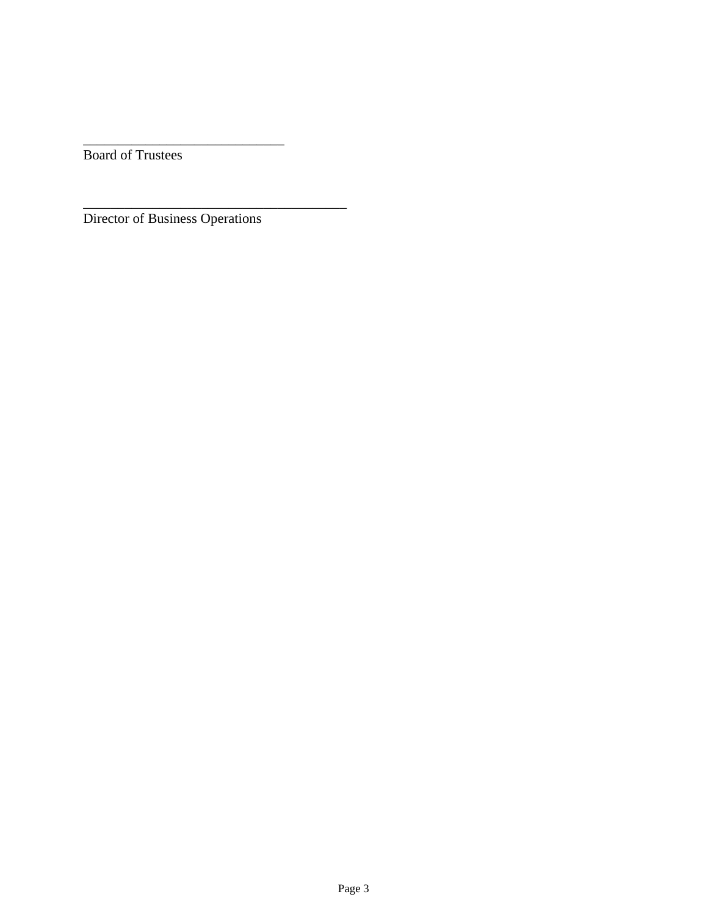______________________________
Board of Trustees

_______________________________________
Director of Business Operations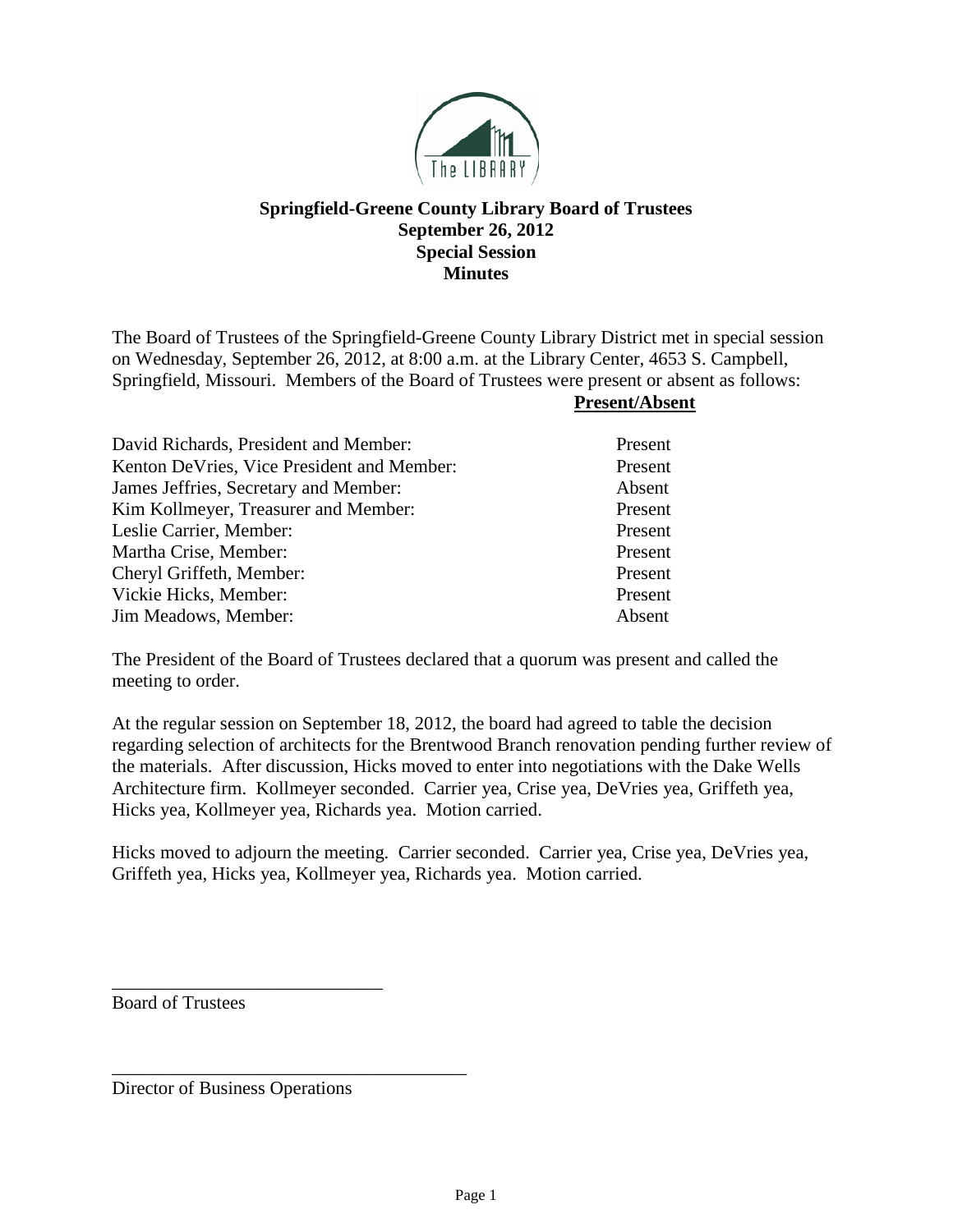# Springfield-Greene County Library Board of Trustees
**September 26, 2012**
**Special Session**
**Minutes**

The Board of Trustees of the Springfield-Greene County Library District met in special session on Wednesday, September 26, 2012, at 8:00 a.m. at the Library Center, 4653 S. Campbell, Springfield, Missouri. Members of the Board of Trustees were present or absent as follows:

| | **Present/Absent** |
|---|---|
| David Richards, President and Member: | Present |
| Kenton DeVries, Vice President and Member: | Present |
| James Jeffries, Secretary and Member: | Absent |
| Kim Kollmeyer, Treasurer and Member: | Present |
| Leslie Carrier, Member: | Present |
| Martha Crise, Member: | Present |
| Cheryl Griffeth, Member: | Present |
| Vickie Hicks, Member: | Present |
| Jim Meadows, Member: | Absent |

The President of the Board of Trustees declared that a quorum was present and called the meeting to order.

At the regular session on September 18, 2012, the board had agreed to table the decision regarding selection of architects for the Brentwood Branch renovation pending further review of the materials. After discussion, Hicks moved to enter into negotiations with the Dake Wells Architecture firm. Kollmeyer seconded. Carrier yea, Crise yea, DeVries yea, Griffeth yea, Hicks yea, Kollmeyer yea, Richards yea. Motion carried.

Hicks moved to adjourn the meeting. Carrier seconded. Carrier yea, Crise yea, DeVries yea, Griffeth yea, Hicks yea, Kollmeyer yea, Richards yea. Motion carried.

\_\_\_\_\_\_\_\_\_\_\_\_\_\_\_\_\_\_\_\_\_\_\_\_\_\_\_\_\_\_
Board of Trustees

\_\_\_\_\_\_\_\_\_\_\_\_\_\_\_\_\_\_\_\_\_\_\_\_\_\_\_\_\_\_\_\_\_\_\_\_\_\_\_
Director of Business Operations